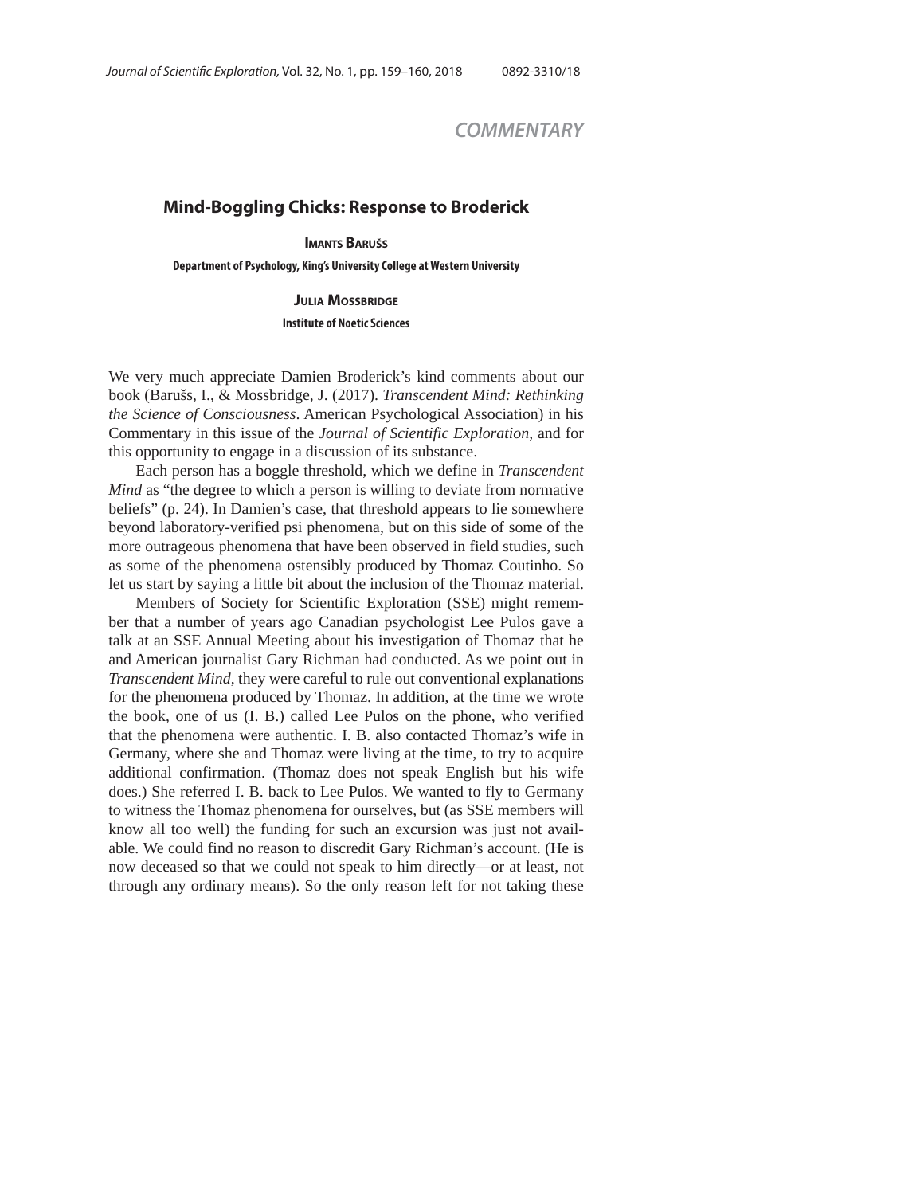COMMENTARY

# Mind-Boggling Chicks: Response to Broderick

**Imants Barušs**

**Department of Psychology, King's University College at Western University**

**Julia Mossbridge**

**Institute of Noetic Sciences**

We very much appreciate Damien Broderick's kind comments about our book (Barušs, I., & Mossbridge, J. (2017). *Transcendent Mind: Rethinking the Science of Consciousness*. American Psychological Association) in his Commentary in this issue of the *Journal of Scientific Exploration*, and for this opportunity to engage in a discussion of its substance.

Each person has a boggle threshold, which we define in *Transcendent Mind* as "the degree to which a person is willing to deviate from normative beliefs" (p. 24). In Damien's case, that threshold appears to lie somewhere beyond laboratory-verified psi phenomena, but on this side of some of the more outrageous phenomena that have been observed in field studies, such as some of the phenomena ostensibly produced by Thomaz Coutinho. So let us start by saying a little bit about the inclusion of the Thomaz material.

Members of Society for Scientific Exploration (SSE) might remember that a number of years ago Canadian psychologist Lee Pulos gave a talk at an SSE Annual Meeting about his investigation of Thomaz that he and American journalist Gary Richman had conducted. As we point out in *Transcendent Mind*, they were careful to rule out conventional explanations for the phenomena produced by Thomaz. In addition, at the time we wrote the book, one of us (I. B.) called Lee Pulos on the phone, who verified that the phenomena were authentic. I. B. also contacted Thomaz's wife in Germany, where she and Thomaz were living at the time, to try to acquire additional confirmation. (Thomaz does not speak English but his wife does.) She referred I. B. back to Lee Pulos. We wanted to fly to Germany to witness the Thomaz phenomena for ourselves, but (as SSE members will know all too well) the funding for such an excursion was just not available. We could find no reason to discredit Gary Richman's account. (He is now deceased so that we could not speak to him directly—or at least, not through any ordinary means). So the only reason left for not taking these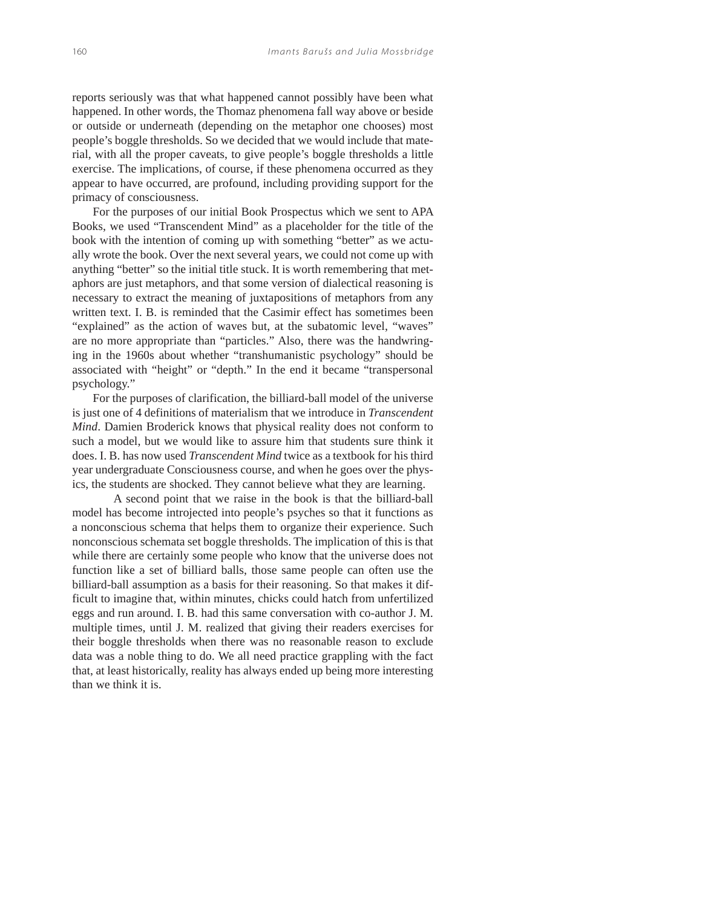reports seriously was that what happened cannot possibly have been what happened. In other words, the Thomaz phenomena fall way above or beside or outside or underneath (depending on the metaphor one chooses) most people's boggle thresholds. So we decided that we would include that material, with all the proper caveats, to give people's boggle thresholds a little exercise. The implications, of course, if these phenomena occurred as they appear to have occurred, are profound, including providing support for the primacy of consciousness.

For the purposes of our initial Book Prospectus which we sent to APA Books, we used "Transcendent Mind" as a placeholder for the title of the book with the intention of coming up with something "better" as we actually wrote the book. Over the next several years, we could not come up with anything "better" so the initial title stuck. It is worth remembering that metaphors are just metaphors, and that some version of dialectical reasoning is necessary to extract the meaning of juxtapositions of metaphors from any written text. I. B. is reminded that the Casimir effect has sometimes been "explained" as the action of waves but, at the subatomic level, "waves" are no more appropriate than "particles." Also, there was the handwringing in the 1960s about whether "transhumanistic psychology" should be associated with "height" or "depth." In the end it became "transpersonal psychology."

For the purposes of clarification, the billiard-ball model of the universe is just one of 4 definitions of materialism that we introduce in *Transcendent Mind*. Damien Broderick knows that physical reality does not conform to such a model, but we would like to assure him that students sure think it does. I. B. has now used *Transcendent Mind* twice as a textbook for his third year undergraduate Consciousness course, and when he goes over the physics, the students are shocked. They cannot believe what they are learning.

A second point that we raise in the book is that the billiard-ball model has become introjected into people's psyches so that it functions as a nonconscious schema that helps them to organize their experience. Such nonconscious schemata set boggle thresholds. The implication of this is that while there are certainly some people who know that the universe does not function like a set of billiard balls, those same people can often use the billiard-ball assumption as a basis for their reasoning. So that makes it difficult to imagine that, within minutes, chicks could hatch from unfertilized eggs and run around. I. B. had this same conversation with co-author J. M. multiple times, until J. M. realized that giving their readers exercises for their boggle thresholds when there was no reasonable reason to exclude data was a noble thing to do. We all need practice grappling with the fact that, at least historically, reality has always ended up being more interesting than we think it is.